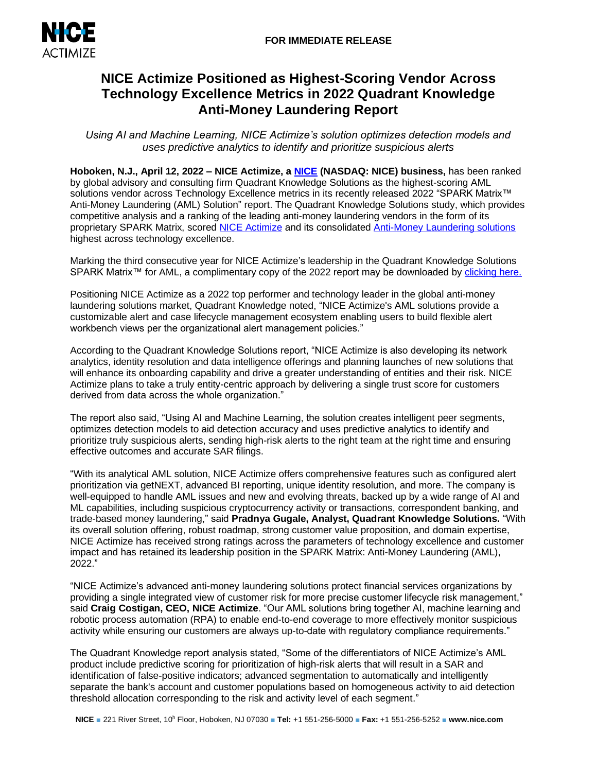**FOR IMMEDIATE RELEASE**

# NICE Actimize Positioned as Highest-Scoring Vendor Across Technology Excellence Metrics in 2022 Quadrant Knowledge Anti-Money Laundering Report

*Using AI and Machine Learning, NICE Actimize's solution optimizes detection models and uses predictive analytics to identify and prioritize suspicious alerts*

**Hoboken, N.J., April 12, 2022 – NICE Actimize, a NICE (NASDAQ: NICE) business,** has been ranked by global advisory and consulting firm Quadrant Knowledge Solutions as the highest-scoring AML solutions vendor across Technology Excellence metrics in its recently released 2022 "SPARK Matrix™ Anti-Money Laundering (AML) Solution" report. The Quadrant Knowledge Solutions study, which provides competitive analysis and a ranking of the leading anti-money laundering vendors in the form of its proprietary SPARK Matrix, scored NICE Actimize and its consolidated Anti-Money Laundering solutions highest across technology excellence.

Marking the third consecutive year for NICE Actimize's leadership in the Quadrant Knowledge Solutions SPARK Matrix™ for AML, a complimentary copy of the 2022 report may be downloaded by clicking here.

Positioning NICE Actimize as a 2022 top performer and technology leader in the global anti-money laundering solutions market, Quadrant Knowledge noted, "NICE Actimize's AML solutions provide a customizable alert and case lifecycle management ecosystem enabling users to build flexible alert workbench views per the organizational alert management policies."

According to the Quadrant Knowledge Solutions report, "NICE Actimize is also developing its network analytics, identity resolution and data intelligence offerings and planning launches of new solutions that will enhance its onboarding capability and drive a greater understanding of entities and their risk. NICE Actimize plans to take a truly entity-centric approach by delivering a single trust score for customers derived from data across the whole organization."

The report also said, "Using AI and Machine Learning, the solution creates intelligent peer segments, optimizes detection models to aid detection accuracy and uses predictive analytics to identify and prioritize truly suspicious alerts, sending high-risk alerts to the right team at the right time and ensuring effective outcomes and accurate SAR filings.

"With its analytical AML solution, NICE Actimize offers comprehensive features such as configured alert prioritization via getNEXT, advanced BI reporting, unique identity resolution, and more. The company is well-equipped to handle AML issues and new and evolving threats, backed up by a wide range of AI and ML capabilities, including suspicious cryptocurrency activity or transactions, correspondent banking, and trade-based money laundering," said **Pradnya Gugale, Analyst, Quadrant Knowledge Solutions.** "With its overall solution offering, robust roadmap, strong customer value proposition, and domain expertise, NICE Actimize has received strong ratings across the parameters of technology excellence and customer impact and has retained its leadership position in the SPARK Matrix: Anti-Money Laundering (AML), 2022."

"NICE Actimize's advanced anti-money laundering solutions protect financial services organizations by providing a single integrated view of customer risk for more precise customer lifecycle risk management," said **Craig Costigan, CEO, NICE Actimize**. "Our AML solutions bring together AI, machine learning and robotic process automation (RPA) to enable end-to-end coverage to more effectively monitor suspicious activity while ensuring our customers are always up-to-date with regulatory compliance requirements."

The Quadrant Knowledge report analysis stated, "Some of the differentiators of NICE Actimize's AML product include predictive scoring for prioritization of high-risk alerts that will result in a SAR and identification of false-positive indicators; advanced segmentation to automatically and intelligently separate the bank's account and customer populations based on homogeneous activity to aid detection threshold allocation corresponding to the risk and activity level of each segment."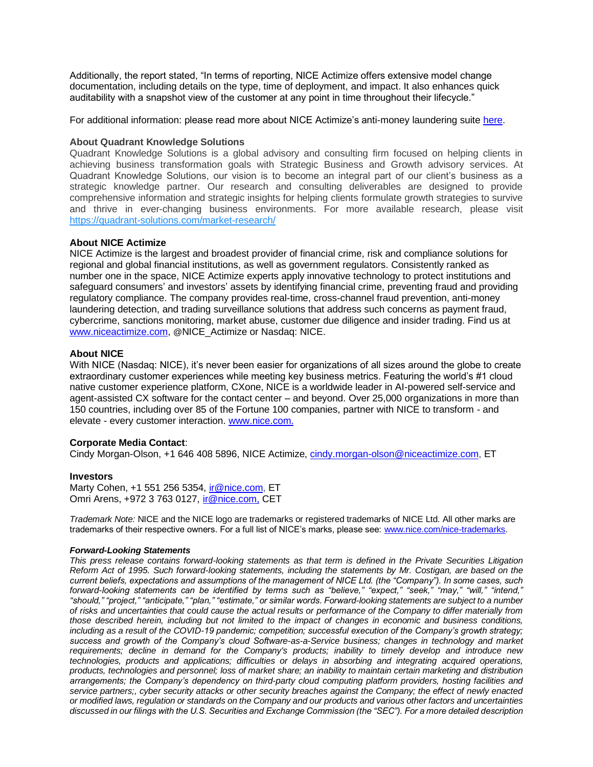Additionally, the report stated, "In terms of reporting, NICE Actimize offers extensive model change documentation, including details on the type, time of deployment, and impact. It also enhances quick auditability with a snapshot view of the customer at any point in time throughout their lifecycle."

For additional information: please read more about NICE Actimize's anti-money laundering suite [here](here).

**About Quadrant Knowledge Solutions**

Quadrant Knowledge Solutions is a global advisory and consulting firm focused on helping clients in achieving business transformation goals with Strategic Business and Growth advisory services. At Quadrant Knowledge Solutions, our vision is to become an integral part of our client's business as a strategic knowledge partner. Our research and consulting deliverables are designed to provide comprehensive information and strategic insights for helping clients formulate growth strategies to survive and thrive in ever-changing business environments. For more available research, please visit https://quadrant-solutions.com/market-research/

**About NICE Actimize**

NICE Actimize is the largest and broadest provider of financial crime, risk and compliance solutions for regional and global financial institutions, as well as government regulators. Consistently ranked as number one in the space, NICE Actimize experts apply innovative technology to protect institutions and safeguard consumers' and investors' assets by identifying financial crime, preventing fraud and providing regulatory compliance. The company provides real-time, cross-channel fraud prevention, anti-money laundering detection, and trading surveillance solutions that address such concerns as payment fraud, cybercrime, sanctions monitoring, market abuse, customer due diligence and insider trading. Find us at www.niceactimize.com, @NICE_Actimize or Nasdaq: NICE.

**About NICE**

With NICE (Nasdaq: NICE), it's never been easier for organizations of all sizes around the globe to create extraordinary customer experiences while meeting key business metrics. Featuring the world's #1 cloud native customer experience platform, CXone, NICE is a worldwide leader in AI-powered self-service and agent-assisted CX software for the contact center – and beyond. Over 25,000 organizations in more than 150 countries, including over 85 of the Fortune 100 companies, partner with NICE to transform - and elevate - every customer interaction. www.nice.com.

**Corporate Media Contact**:

Cindy Morgan-Olson, +1 646 408 5896, NICE Actimize, cindy.morgan-olson@niceactimize.com, ET

**Investors**

Marty Cohen, +1 551 256 5354, ir@nice.com, ET
Omri Arens, +972 3 763 0127, ir@nice.com, CET

*Trademark Note:* NICE and the NICE logo are trademarks or registered trademarks of NICE Ltd. All other marks are trademarks of their respective owners. For a full list of NICE's marks, please see: www.nice.com/nice-trademarks.

***Forward-Looking Statements***

*This press release contains forward-looking statements as that term is defined in the Private Securities Litigation Reform Act of 1995. Such forward-looking statements, including the statements by Mr. Costigan, are based on the current beliefs, expectations and assumptions of the management of NICE Ltd. (the "Company"). In some cases, such forward-looking statements can be identified by terms such as "believe," "expect," "seek," "may," "will," "intend," "should," "project," "anticipate," "plan," "estimate," or similar words. Forward-looking statements are subject to a number of risks and uncertainties that could cause the actual results or performance of the Company to differ materially from those described herein, including but not limited to the impact of changes in economic and business conditions, including as a result of the COVID-19 pandemic; competition; successful execution of the Company's growth strategy; success and growth of the Company's cloud Software-as-a-Service business; changes in technology and market requirements; decline in demand for the Company's products; inability to timely develop and introduce new technologies, products and applications; difficulties or delays in absorbing and integrating acquired operations, products, technologies and personnel; loss of market share; an inability to maintain certain marketing and distribution arrangements; the Company's dependency on third-party cloud computing platform providers, hosting facilities and service partners;, cyber security attacks or other security breaches against the Company; the effect of newly enacted or modified laws, regulation or standards on the Company and our products and various other factors and uncertainties discussed in our filings with the U.S. Securities and Exchange Commission (the "SEC"). For a more detailed description*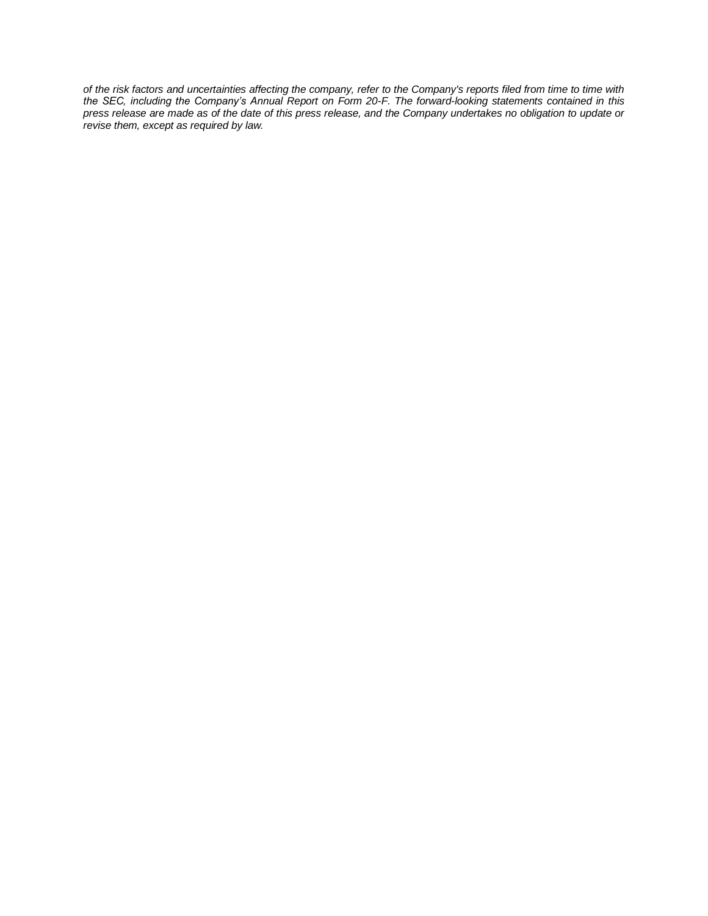*of the risk factors and uncertainties affecting the company, refer to the Company's reports filed from time to time with the SEC, including the Company's Annual Report on Form 20-F. The forward-looking statements contained in this press release are made as of the date of this press release, and the Company undertakes no obligation to update or revise them, except as required by law.*